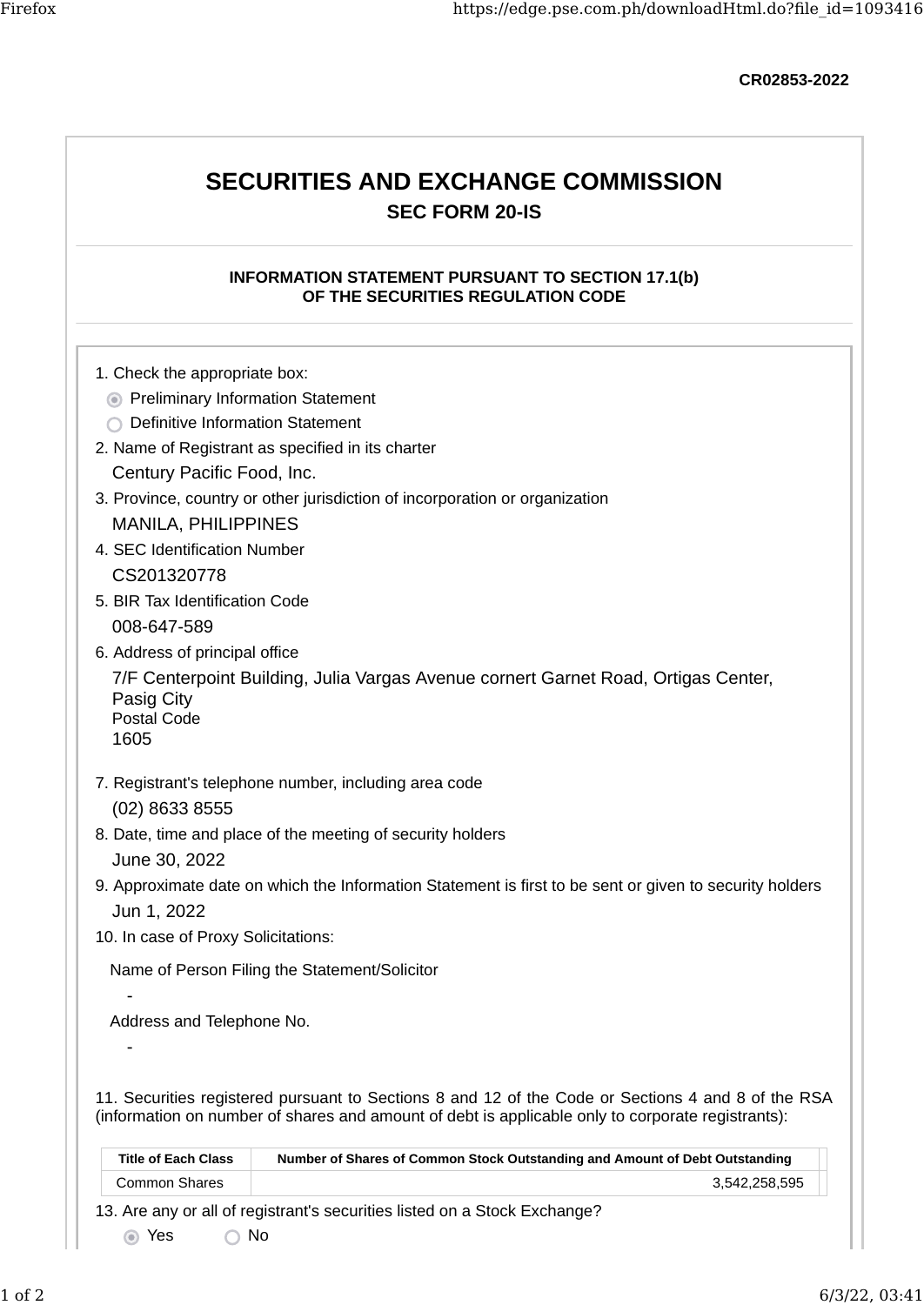CR02853-2022

# SECURITIES AND EXCHANGE COMMISSION

## SEC FORM 20-IS

### INFORMATION STATEMENT PURSUANT TO SECTION 17.1(b) OF THE SECURITIES REGULATION CODE

1. Check the appropriate box:

   - (●) Preliminary Information Statement
   - ( ) Definitive Information Statement

2. Name of Registrant as specified in its charter

   Century Pacific Food, Inc.

3. Province, country or other jurisdiction of incorporation or organization

   MANILA, PHILIPPINES

4. SEC Identification Number

   CS201320778

5. BIR Tax Identification Code

   008-647-589

6. Address of principal office

   7/F Centerpoint Building, Julia Vargas Avenue cornert Garnet Road, Ortigas Center, Pasig City
   Postal Code
   1605

7. Registrant's telephone number, including area code

   (02) 8633 8555

8. Date, time and place of the meeting of security holders

   June 30, 2022

9. Approximate date on which the Information Statement is first to be sent or given to security holders

   Jun 1, 2022

10. In case of Proxy Solicitations:

    Name of Person Filing the Statement/Solicitor

    -

    Address and Telephone No.

    -

11. Securities registered pursuant to Sections 8 and 12 of the Code or Sections 4 and 8 of the RSA (information on number of shares and amount of debt is applicable only to corporate registrants):

| Title of Each Class | Number of Shares of Common Stock Outstanding and Amount of Debt Outstanding |
|---|---|
| Common Shares | 3,542,258,595 |

13. Are any or all of registrant's securities listed on a Stock Exchange?

    (●) Yes ( ) No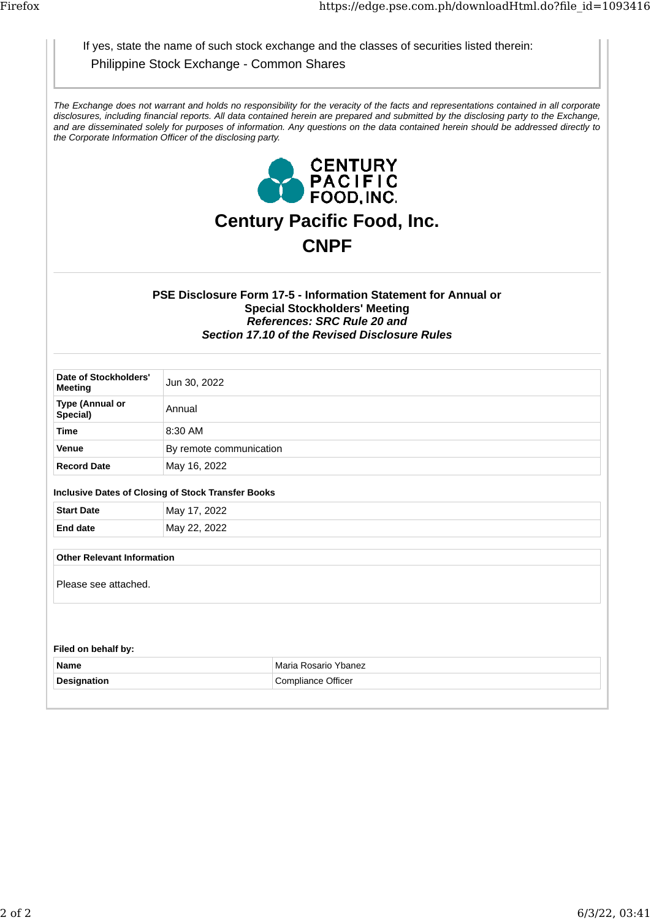If yes, state the name of such stock exchange and the classes of securities listed therein:

Philippine Stock Exchange - Common Shares

*The Exchange does not warrant and holds no responsibility for the veracity of the facts and representations contained in all corporate disclosures, including financial reports. All data contained herein are prepared and submitted by the disclosing party to the Exchange, and are disseminated solely for purposes of information. Any questions on the data contained herein should be addressed directly to the Corporate Information Officer of the disclosing party.*

CENTURY PACIFIC FOOD, INC.

# Century Pacific Food, Inc.

# CNPF

### PSE Disclosure Form 17-5 - Information Statement for Annual or Special Stockholders' Meeting

***References: SRC Rule 20 and***
***Section 17.10 of the Revised Disclosure Rules***

| | |
|---|---|
| **Date of Stockholders' Meeting** | Jun 30, 2022 |
| **Type (Annual or Special)** | Annual |
| **Time** | 8:30 AM |
| **Venue** | By remote communication |
| **Record Date** | May 16, 2022 |

**Inclusive Dates of Closing of Stock Transfer Books**

| | |
|---|---|
| **Start Date** | May 17, 2022 |
| **End date** | May 22, 2022 |

**Other Relevant Information**

Please see attached.

**Filed on behalf by:**

| | |
|---|---|
| **Name** | Maria Rosario Ybanez |
| **Designation** | Compliance Officer |